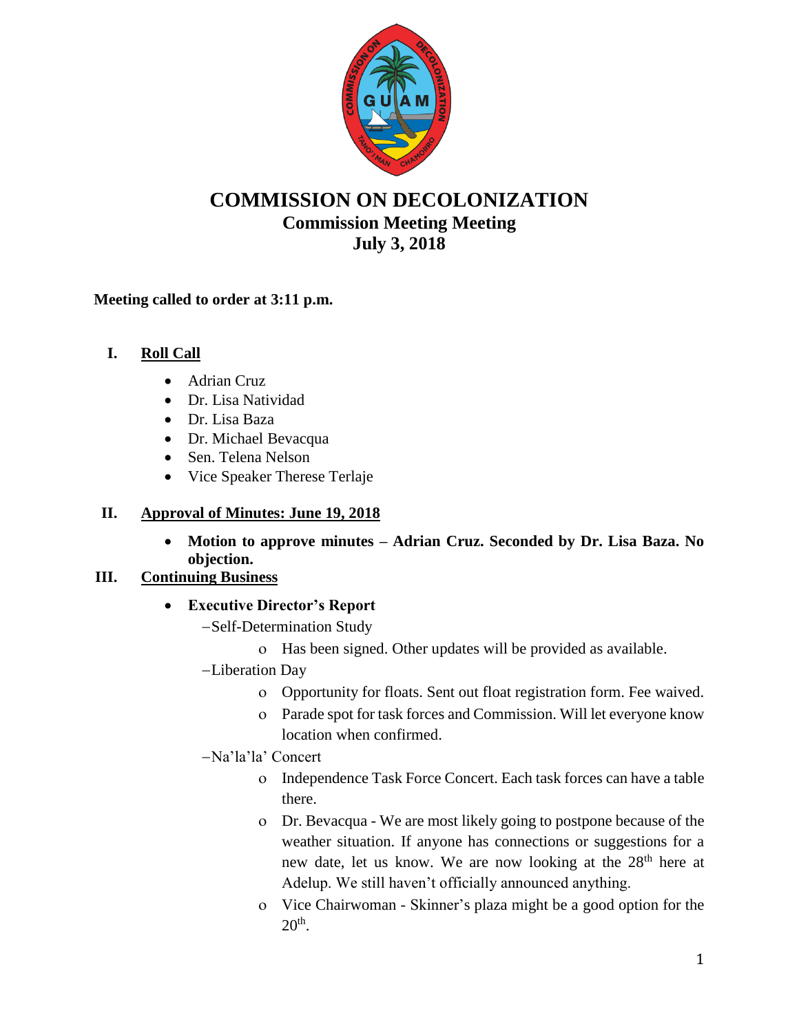# COMMISSION ON DECOLONIZATION

## Commission Meeting Meeting

## July 3, 2018

**Meeting called to order at 3:11 p.m.**

## I. Roll Call

- Adrian Cruz
- Dr. Lisa Natividad
- Dr. Lisa Baza
- Dr. Michael Bevacqua
- Sen. Telena Nelson
- Vice Speaker Therese Terlaje

## II. Approval of Minutes: June 19, 2018

- **Motion to approve minutes – Adrian Cruz. Seconded by Dr. Lisa Baza. No objection.**

## III. Continuing Business

- **Executive Director's Report**
  - –Self-Determination Study
    - Has been signed. Other updates will be provided as available.
  - –Liberation Day
    - Opportunity for floats. Sent out float registration form. Fee waived.
    - Parade spot for task forces and Commission. Will let everyone know location when confirmed.
  - –Na'la'la' Concert
    - Independence Task Force Concert. Each task forces can have a table there.
    - Dr. Bevacqua - We are most likely going to postpone because of the weather situation. If anyone has connections or suggestions for a new date, let us know. We are now looking at the 28th here at Adelup. We still haven't officially announced anything.
    - Vice Chairwoman - Skinner's plaza might be a good option for the 20th.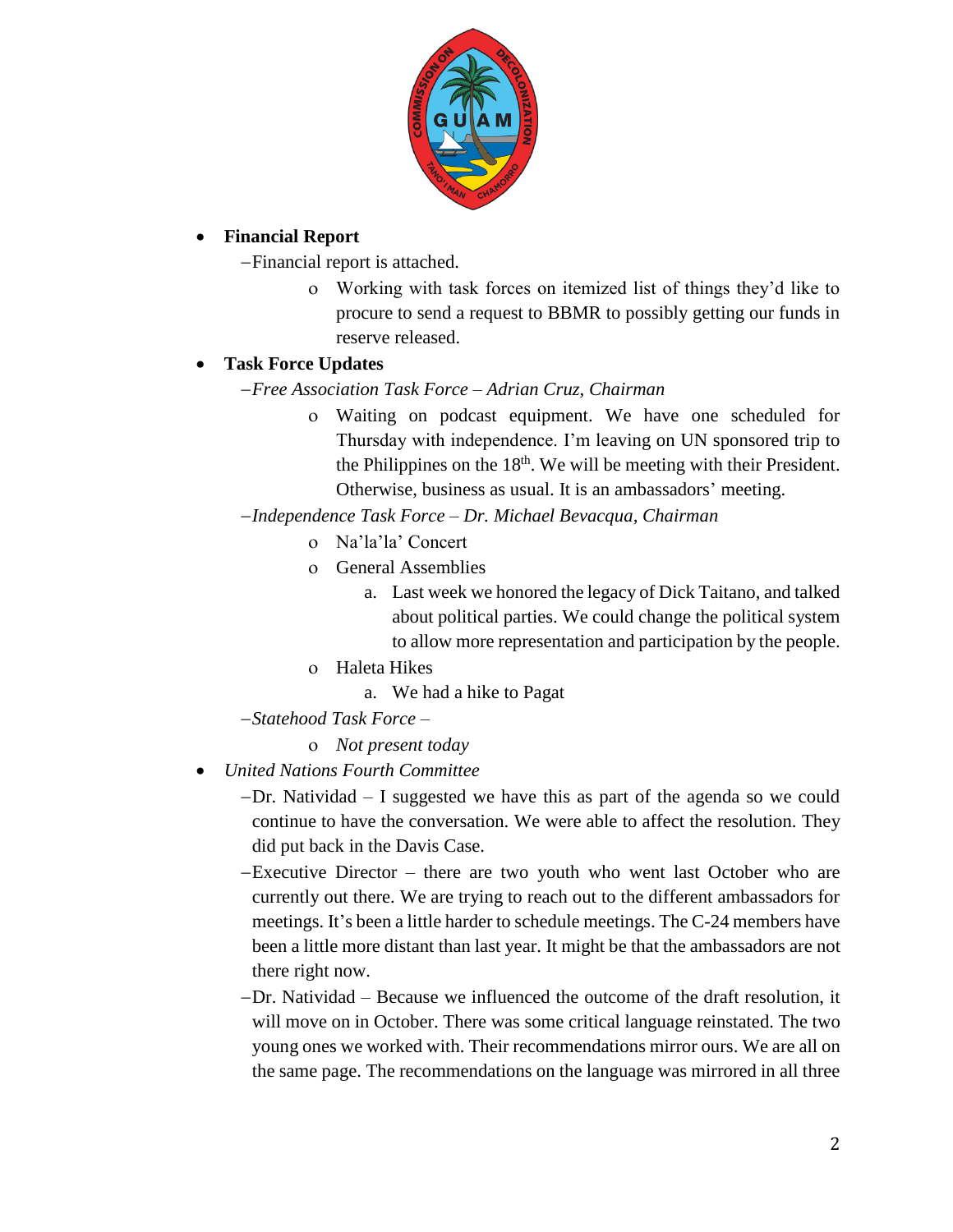- **Financial Report**
  - –Financial report is attached.
    - Working with task forces on itemized list of things they'd like to procure to send a request to BBMR to possibly getting our funds in reserve released.
- **Task Force Updates**
  - –*Free Association Task Force – Adrian Cruz, Chairman*
    - Waiting on podcast equipment. We have one scheduled for Thursday with independence. I'm leaving on UN sponsored trip to the Philippines on the 18th. We will be meeting with their President. Otherwise, business as usual. It is an ambassadors' meeting.
  - –*Independence Task Force – Dr. Michael Bevacqua, Chairman*
    - Na'la'la' Concert
    - General Assemblies
      a. Last week we honored the legacy of Dick Taitano, and talked about political parties. We could change the political system to allow more representation and participation by the people.
    - Haleta Hikes
      a. We had a hike to Pagat
  - –*Statehood Task Force –*
    - *Not present today*
- *United Nations Fourth Committee*
  - –Dr. Natividad – I suggested we have this as part of the agenda so we could continue to have the conversation. We were able to affect the resolution. They did put back in the Davis Case.
  - –Executive Director – there are two youth who went last October who are currently out there. We are trying to reach out to the different ambassadors for meetings. It's been a little harder to schedule meetings. The C-24 members have been a little more distant than last year. It might be that the ambassadors are not there right now.
  - –Dr. Natividad – Because we influenced the outcome of the draft resolution, it will move on in October. There was some critical language reinstated. The two young ones we worked with. Their recommendations mirror ours. We are all on the same page. The recommendations on the language was mirrored in all three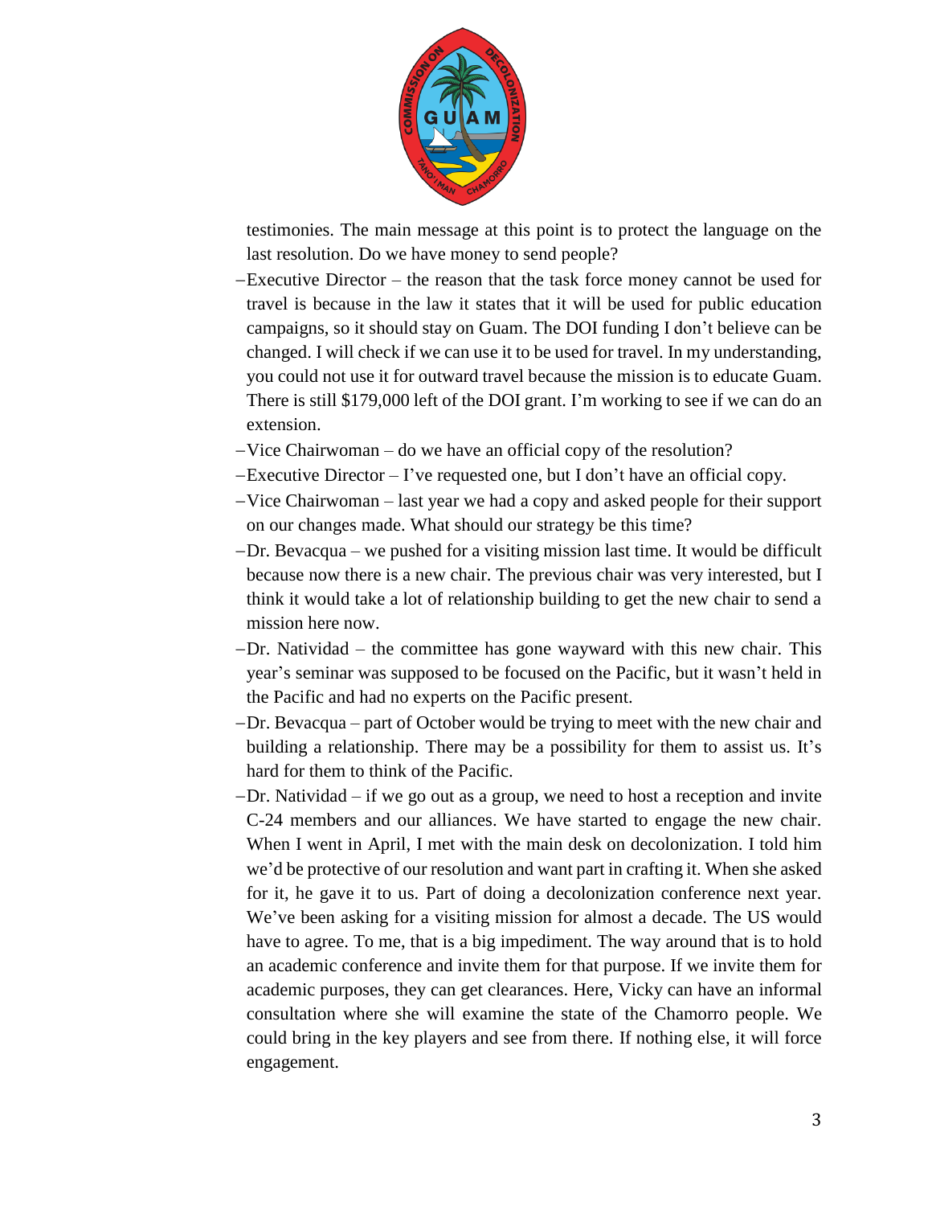testimonies. The main message at this point is to protect the language on the last resolution. Do we have money to send people?

- Executive Director – the reason that the task force money cannot be used for travel is because in the law it states that it will be used for public education campaigns, so it should stay on Guam. The DOI funding I don't believe can be changed. I will check if we can use it to be used for travel. In my understanding, you could not use it for outward travel because the mission is to educate Guam. There is still $179,000 left of the DOI grant. I'm working to see if we can do an extension.
- Vice Chairwoman – do we have an official copy of the resolution?
- Executive Director – I've requested one, but I don't have an official copy.
- Vice Chairwoman – last year we had a copy and asked people for their support on our changes made. What should our strategy be this time?
- Dr. Bevacqua – we pushed for a visiting mission last time. It would be difficult because now there is a new chair. The previous chair was very interested, but I think it would take a lot of relationship building to get the new chair to send a mission here now.
- Dr. Natividad – the committee has gone wayward with this new chair. This year's seminar was supposed to be focused on the Pacific, but it wasn't held in the Pacific and had no experts on the Pacific present.
- Dr. Bevacqua – part of October would be trying to meet with the new chair and building a relationship. There may be a possibility for them to assist us. It's hard for them to think of the Pacific.
- Dr. Natividad – if we go out as a group, we need to host a reception and invite C-24 members and our alliances. We have started to engage the new chair. When I went in April, I met with the main desk on decolonization. I told him we'd be protective of our resolution and want part in crafting it. When she asked for it, he gave it to us. Part of doing a decolonization conference next year. We've been asking for a visiting mission for almost a decade. The US would have to agree. To me, that is a big impediment. The way around that is to hold an academic conference and invite them for that purpose. If we invite them for academic purposes, they can get clearances. Here, Vicky can have an informal consultation where she will examine the state of the Chamorro people. We could bring in the key players and see from there. If nothing else, it will force engagement.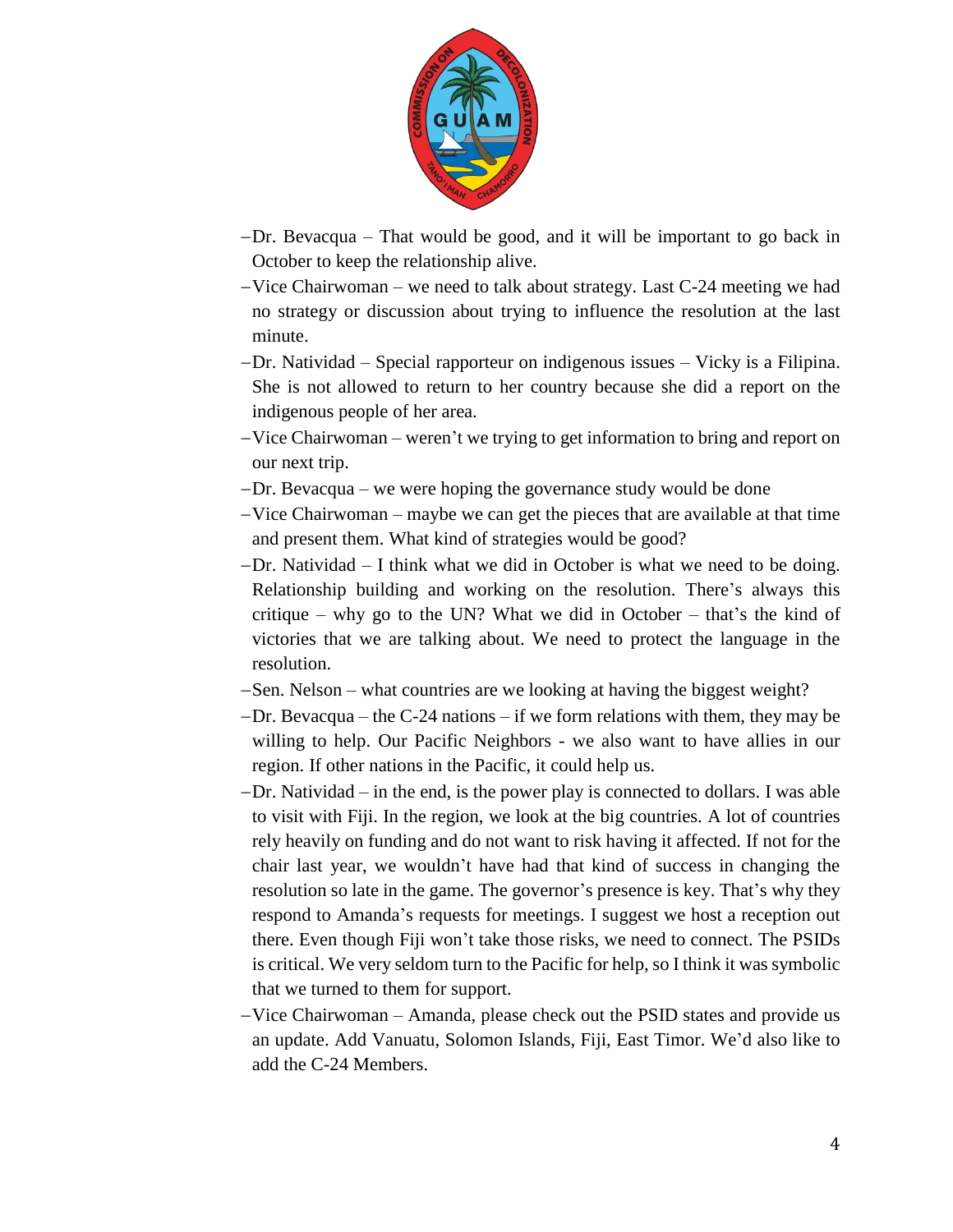- Dr. Bevacqua – That would be good, and it will be important to go back in October to keep the relationship alive.
- Vice Chairwoman – we need to talk about strategy. Last C-24 meeting we had no strategy or discussion about trying to influence the resolution at the last minute.
- Dr. Natividad – Special rapporteur on indigenous issues – Vicky is a Filipina. She is not allowed to return to her country because she did a report on the indigenous people of her area.
- Vice Chairwoman – weren't we trying to get information to bring and report on our next trip.
- Dr. Bevacqua – we were hoping the governance study would be done
- Vice Chairwoman – maybe we can get the pieces that are available at that time and present them. What kind of strategies would be good?
- Dr. Natividad – I think what we did in October is what we need to be doing. Relationship building and working on the resolution. There's always this critique – why go to the UN? What we did in October – that's the kind of victories that we are talking about. We need to protect the language in the resolution.
- Sen. Nelson – what countries are we looking at having the biggest weight?
- Dr. Bevacqua – the C-24 nations – if we form relations with them, they may be willing to help. Our Pacific Neighbors - we also want to have allies in our region. If other nations in the Pacific, it could help us.
- Dr. Natividad – in the end, is the power play is connected to dollars. I was able to visit with Fiji. In the region, we look at the big countries. A lot of countries rely heavily on funding and do not want to risk having it affected. If not for the chair last year, we wouldn't have had that kind of success in changing the resolution so late in the game. The governor's presence is key. That's why they respond to Amanda's requests for meetings. I suggest we host a reception out there. Even though Fiji won't take those risks, we need to connect. The PSIDs is critical. We very seldom turn to the Pacific for help, so I think it was symbolic that we turned to them for support.
- Vice Chairwoman – Amanda, please check out the PSID states and provide us an update. Add Vanuatu, Solomon Islands, Fiji, East Timor. We'd also like to add the C-24 Members.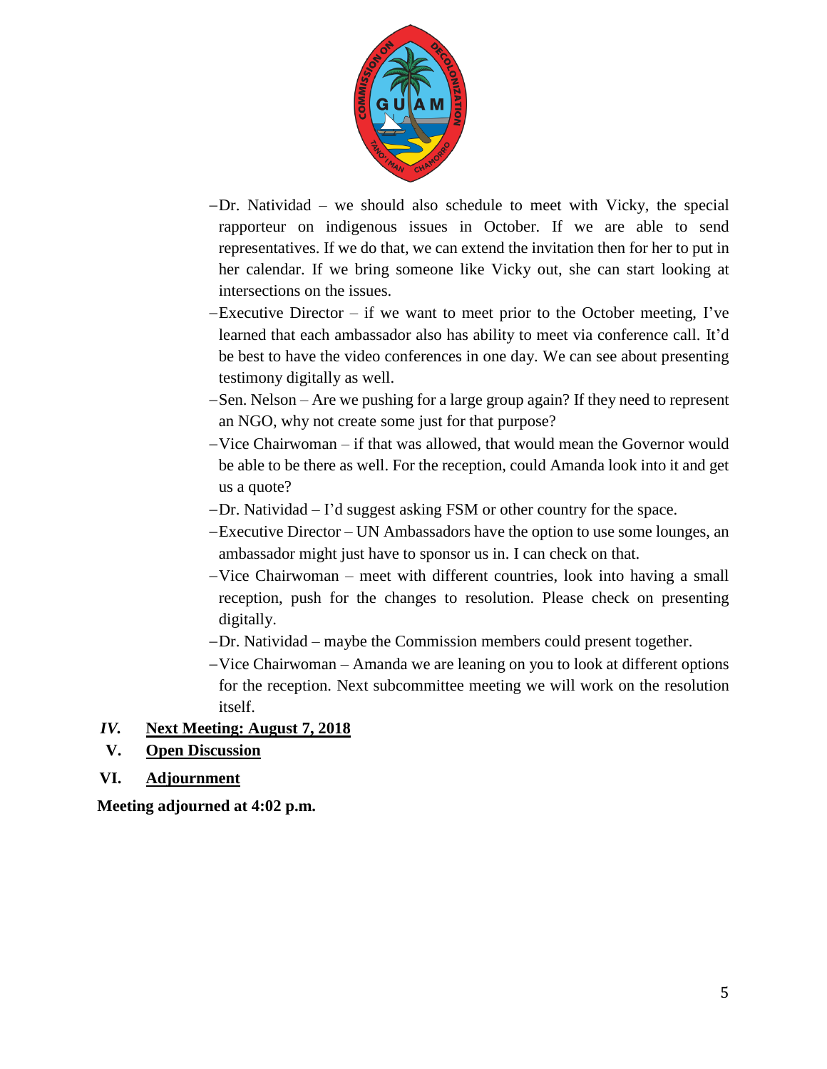- Dr. Natividad – we should also schedule to meet with Vicky, the special rapporteur on indigenous issues in October. If we are able to send representatives. If we do that, we can extend the invitation then for her to put in her calendar. If we bring someone like Vicky out, she can start looking at intersections on the issues.
- Executive Director – if we want to meet prior to the October meeting, I've learned that each ambassador also has ability to meet via conference call. It'd be best to have the video conferences in one day. We can see about presenting testimony digitally as well.
- Sen. Nelson – Are we pushing for a large group again? If they need to represent an NGO, why not create some just for that purpose?
- Vice Chairwoman – if that was allowed, that would mean the Governor would be able to be there as well. For the reception, could Amanda look into it and get us a quote?
- Dr. Natividad – I'd suggest asking FSM or other country for the space.
- Executive Director – UN Ambassadors have the option to use some lounges, an ambassador might just have to sponsor us in. I can check on that.
- Vice Chairwoman – meet with different countries, look into having a small reception, push for the changes to resolution. Please check on presenting digitally.
- Dr. Natividad – maybe the Commission members could present together.
- Vice Chairwoman – Amanda we are leaning on you to look at different options for the reception. Next subcommittee meeting we will work on the resolution itself.

***IV. <u>Next Meeting: August 7, 2018</u>***

**V. <u>Open Discussion</u>**

**VI. <u>Adjournment</u>**

**Meeting adjourned at 4:02 p.m.**